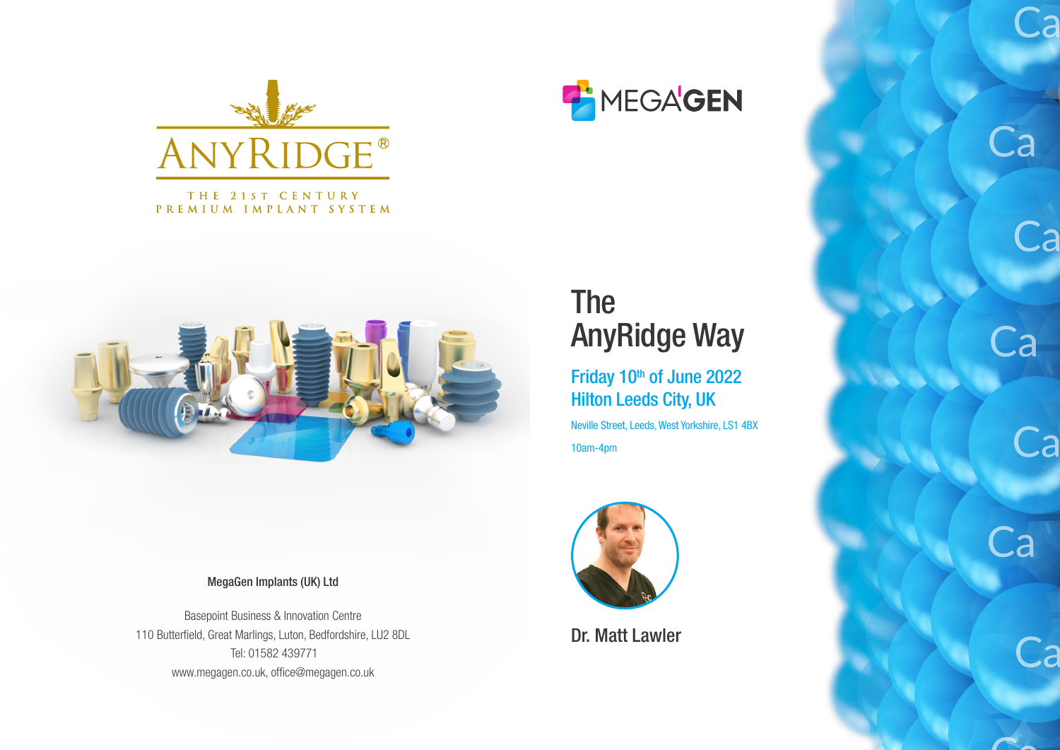ANYRIDGE®

THE 21ST CENTURY
PREMIUM IMPLANT SYSTEM

MEGAGEN

# The AnyRidge Way

## Friday 10th of June 2022
## Hilton Leeds City, UK

Neville Street, Leeds, West Yorkshire, LS1 4BX

10am-4pm

Dr. Matt Lawler

**MegaGen Implants (UK) Ltd**

Basepoint Business & Innovation Centre
110 Butterfield, Great Marlings, Luton, Bedfordshire, LU2 8DL
Tel: 01582 439771
www.megagen.co.uk, office@megagen.co.uk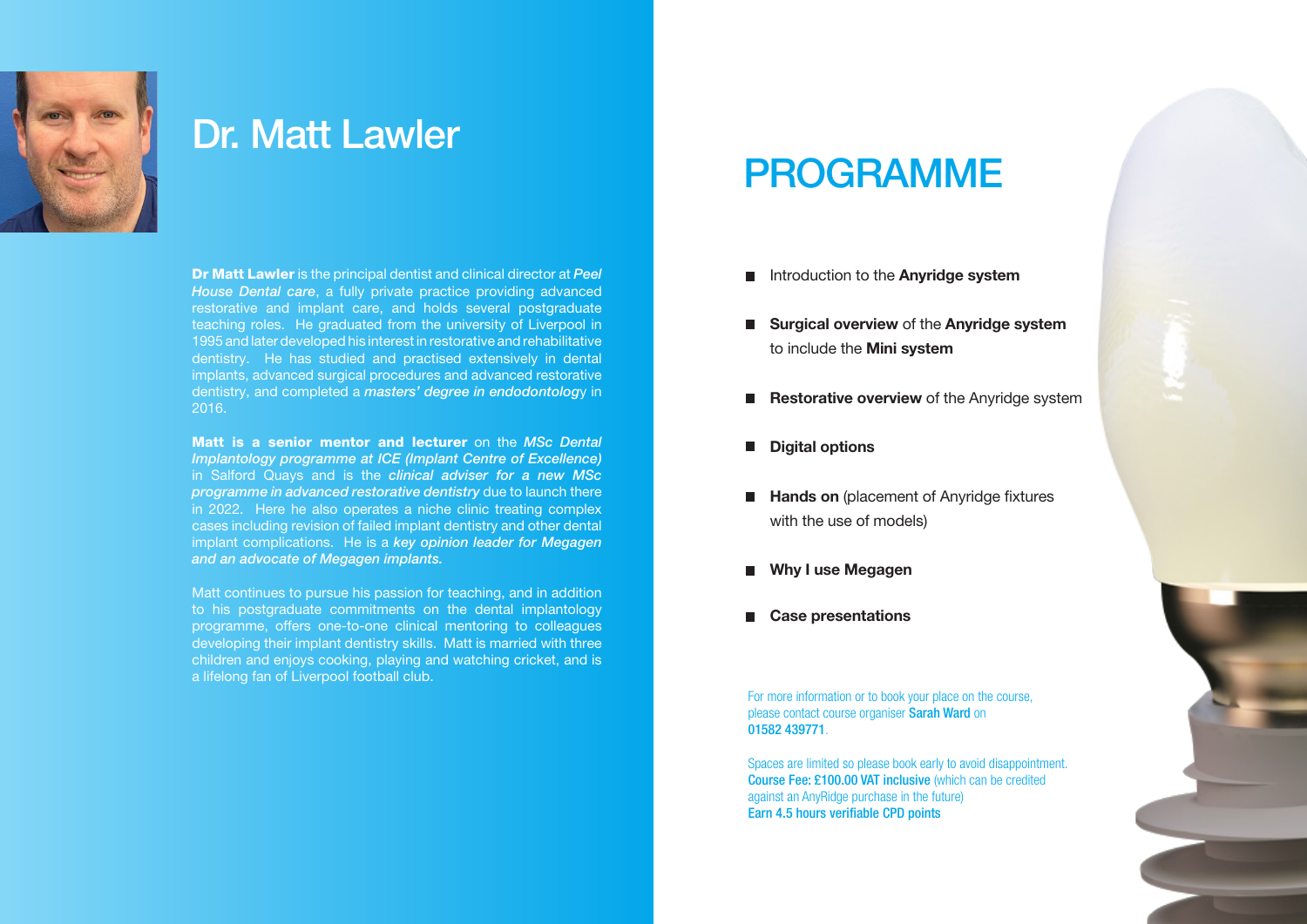# Dr. Matt Lawler

**Dr Matt Lawler** is the principal dentist and clinical director at ***Peel House Dental care***, a fully private practice providing advanced restorative and implant care, and holds several postgraduate teaching roles. He graduated from the university of Liverpool in 1995 and later developed his interest in restorative and rehabilitative dentistry. He has studied and practised extensively in dental implants, advanced surgical procedures and advanced restorative dentistry, and completed a ***masters' degree in endodontolog***y in 2016.

**Matt is a senior mentor and lecturer** on the ***MSc Dental Implantology programme at ICE (Implant Centre of Excellence)*** in Salford Quays and is the ***clinical adviser for a new MSc programme in advanced restorative dentistry*** due to launch there in 2022. Here he also operates a niche clinic treating complex cases including revision of failed implant dentistry and other dental implant complications. He is a ***key opinion leader for Megagen and an advocate of Megagen implants.***

Matt continues to pursue his passion for teaching, and in addition to his postgraduate commitments on the dental implantology programme, offers one-to-one clinical mentoring to colleagues developing their implant dentistry skills. Matt is married with three children and enjoys cooking, playing and watching cricket, and is a lifelong fan of Liverpool football club.

# PROGRAMME

- Introduction to the **Anyridge system**
- **Surgical overview** of the **Anyridge system** to include the **Mini system**
- **Restorative overview** of the Anyridge system
- **Digital options**
- **Hands on** (placement of Anyridge fixtures with the use of models)
- **Why I use Megagen**
- **Case presentations**

For more information or to book your place on the course, please contact course organiser **Sarah Ward** on **01582 439771**.

Spaces are limited so please book early to avoid disappointment.
**Course Fee: £100.00 VAT inclusive** (which can be credited against an AnyRidge purchase in the future)
**Earn 4.5 hours verifiable CPD points**